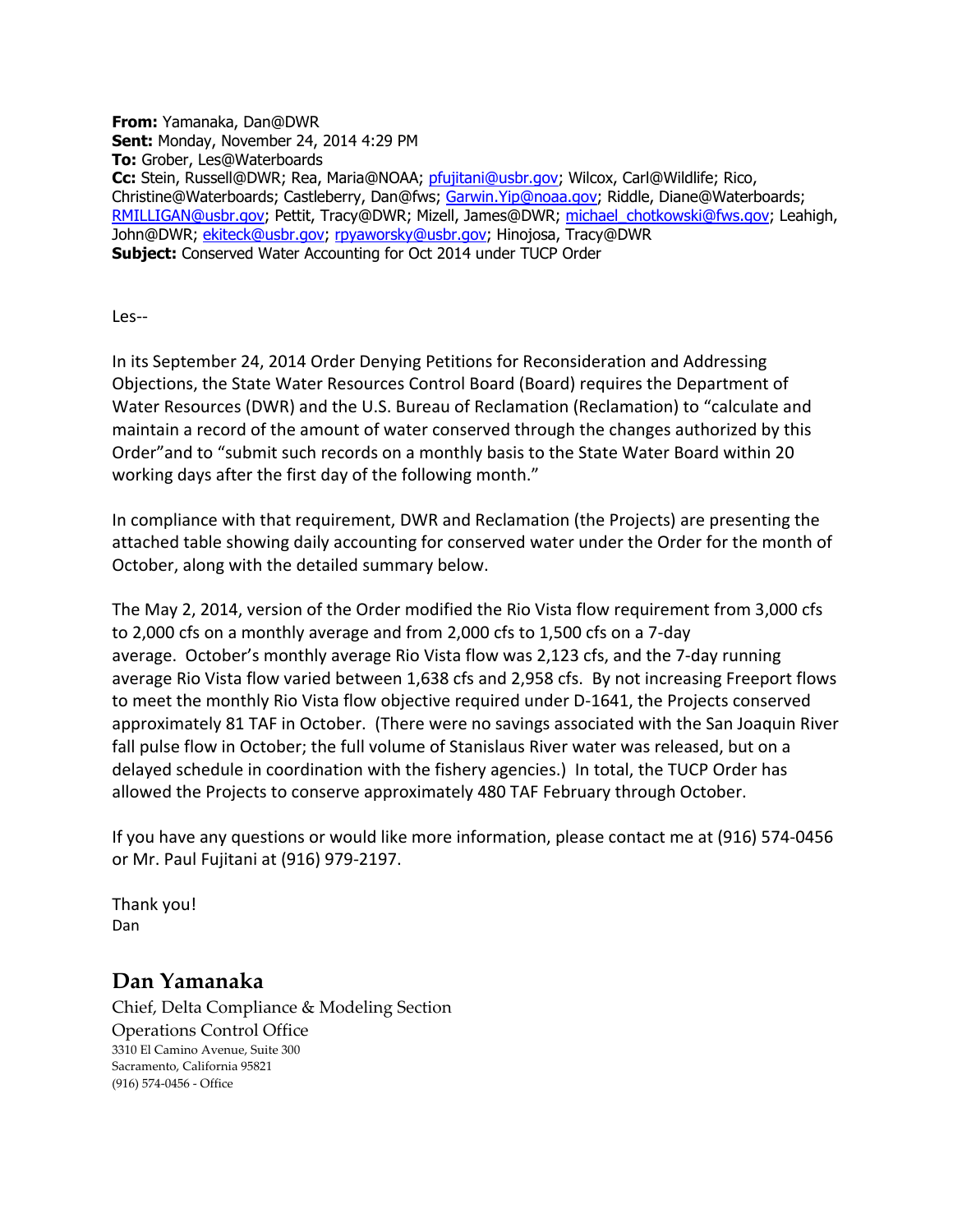**From:** Yamanaka, Dan@DWR
**Sent:** Monday, November 24, 2014 4:29 PM
**To:** Grober, Les@Waterboards
**Cc:** Stein, Russell@DWR; Rea, Maria@NOAA; pfujitani@usbr.gov; Wilcox, Carl@Wildlife; Rico, Christine@Waterboards; Castleberry, Dan@fws; Garwin.Yip@noaa.gov; Riddle, Diane@Waterboards; RMILLIGAN@usbr.gov; Pettit, Tracy@DWR; Mizell, James@DWR; michael_chotkowski@fws.gov; Leahigh, John@DWR; ekiteck@usbr.gov; rpyaworsky@usbr.gov; Hinojosa, Tracy@DWR
**Subject:** Conserved Water Accounting for Oct 2014 under TUCP Order

Les--

In its September 24, 2014 Order Denying Petitions for Reconsideration and Addressing Objections, the State Water Resources Control Board (Board) requires the Department of Water Resources (DWR) and the U.S. Bureau of Reclamation (Reclamation) to "calculate and maintain a record of the amount of water conserved through the changes authorized by this Order"and to "submit such records on a monthly basis to the State Water Board within 20 working days after the first day of the following month."

In compliance with that requirement, DWR and Reclamation (the Projects) are presenting the attached table showing daily accounting for conserved water under the Order for the month of October, along with the detailed summary below.

The May 2, 2014, version of the Order modified the Rio Vista flow requirement from 3,000 cfs to 2,000 cfs on a monthly average and from 2,000 cfs to 1,500 cfs on a 7-day average. October's monthly average Rio Vista flow was 2,123 cfs, and the 7-day running average Rio Vista flow varied between 1,638 cfs and 2,958 cfs. By not increasing Freeport flows to meet the monthly Rio Vista flow objective required under D-1641, the Projects conserved approximately 81 TAF in October. (There were no savings associated with the San Joaquin River fall pulse flow in October; the full volume of Stanislaus River water was released, but on a delayed schedule in coordination with the fishery agencies.) In total, the TUCP Order has allowed the Projects to conserve approximately 480 TAF February through October.

If you have any questions or would like more information, please contact me at (916) 574-0456 or Mr. Paul Fujitani at (916) 979-2197.

Thank you!
Dan

**Dan Yamanaka**
Chief, Delta Compliance & Modeling Section
Operations Control Office
3310 El Camino Avenue, Suite 300
Sacramento, California 95821
(916) 574-0456 - Office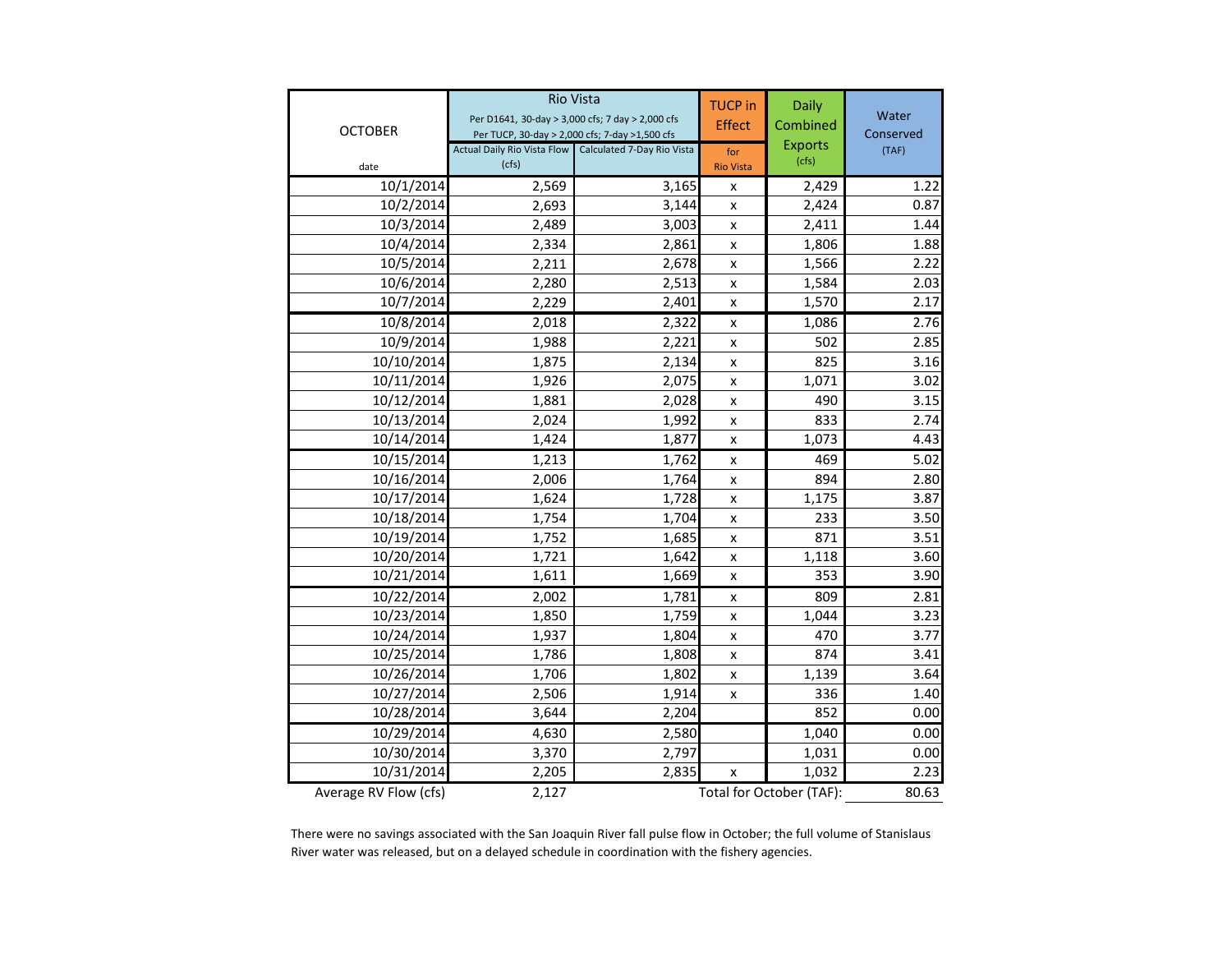| OCTOBER date | Rio Vista Per D1641, 30-day > 3,000 cfs; 7 day > 2,000 cfs Per TUCP, 30-day > 2,000 cfs; 7-day >1,500 cfs | | TUCP in Effect | Daily Combined Exports (cfs) | Water Conserved (TAF) |
|---|---|---|---|---|---|
| | Actual Daily Rio Vista Flow (cfs) | Calculated 7-Day Rio Vista | for Rio Vista | | |
| 10/1/2014 | 2,569 | 3,165 | x | 2,429 | 1.22 |
| 10/2/2014 | 2,693 | 3,144 | x | 2,424 | 0.87 |
| 10/3/2014 | 2,489 | 3,003 | x | 2,411 | 1.44 |
| 10/4/2014 | 2,334 | 2,861 | x | 1,806 | 1.88 |
| 10/5/2014 | 2,211 | 2,678 | x | 1,566 | 2.22 |
| 10/6/2014 | 2,280 | 2,513 | x | 1,584 | 2.03 |
| 10/7/2014 | 2,229 | 2,401 | x | 1,570 | 2.17 |
| 10/8/2014 | 2,018 | 2,322 | x | 1,086 | 2.76 |
| 10/9/2014 | 1,988 | 2,221 | x | 502 | 2.85 |
| 10/10/2014 | 1,875 | 2,134 | x | 825 | 3.16 |
| 10/11/2014 | 1,926 | 2,075 | x | 1,071 | 3.02 |
| 10/12/2014 | 1,881 | 2,028 | x | 490 | 3.15 |
| 10/13/2014 | 2,024 | 1,992 | x | 833 | 2.74 |
| 10/14/2014 | 1,424 | 1,877 | x | 1,073 | 4.43 |
| 10/15/2014 | 1,213 | 1,762 | x | 469 | 5.02 |
| 10/16/2014 | 2,006 | 1,764 | x | 894 | 2.80 |
| 10/17/2014 | 1,624 | 1,728 | x | 1,175 | 3.87 |
| 10/18/2014 | 1,754 | 1,704 | x | 233 | 3.50 |
| 10/19/2014 | 1,752 | 1,685 | x | 871 | 3.51 |
| 10/20/2014 | 1,721 | 1,642 | x | 1,118 | 3.60 |
| 10/21/2014 | 1,611 | 1,669 | x | 353 | 3.90 |
| 10/22/2014 | 2,002 | 1,781 | x | 809 | 2.81 |
| 10/23/2014 | 1,850 | 1,759 | x | 1,044 | 3.23 |
| 10/24/2014 | 1,937 | 1,804 | x | 470 | 3.77 |
| 10/25/2014 | 1,786 | 1,808 | x | 874 | 3.41 |
| 10/26/2014 | 1,706 | 1,802 | x | 1,139 | 3.64 |
| 10/27/2014 | 2,506 | 1,914 | x | 336 | 1.40 |
| 10/28/2014 | 3,644 | 2,204 | | 852 | 0.00 |
| 10/29/2014 | 4,630 | 2,580 | | 1,040 | 0.00 |
| 10/30/2014 | 3,370 | 2,797 | | 1,031 | 0.00 |
| 10/31/2014 | 2,205 | 2,835 | x | 1,032 | 2.23 |
| Average RV Flow (cfs) | 2,127 | | Total for October (TAF): | | 80.63 |

There were no savings associated with the San Joaquin River fall pulse flow in October; the full volume of Stanislaus River water was released, but on a delayed schedule in coordination with the fishery agencies.